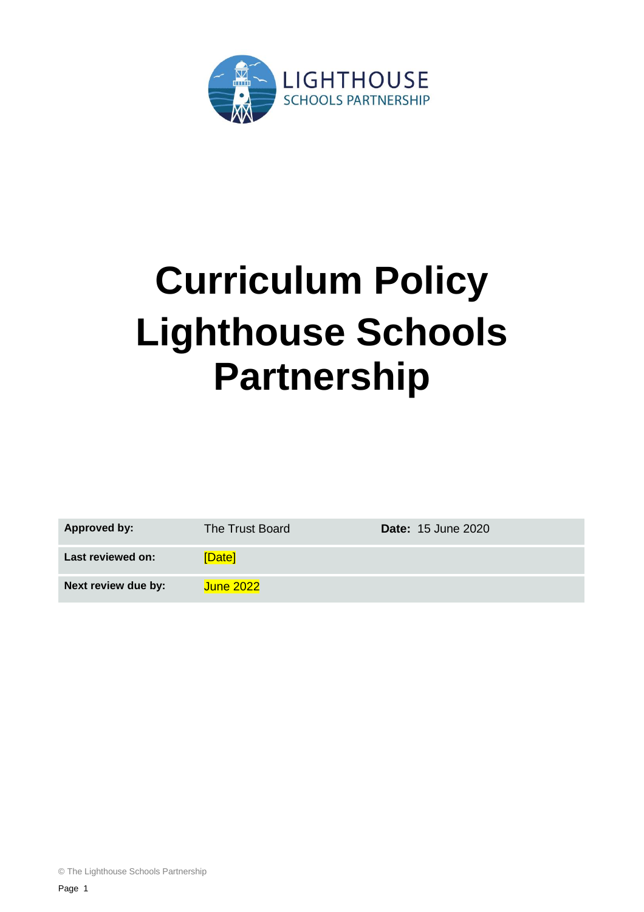LIGHTHOUSE
SCHOOLS PARTNERSHIP

# Curriculum Policy Lighthouse Schools Partnership

| | | | |
|---|---|---|---|
| **Approved by:** | The Trust Board | **Date:** 15 June 2020 | |
| **Last reviewed on:** | [Date] | | |
| **Next review due by:** | June 2022 | | |

© The Lighthouse Schools Partnership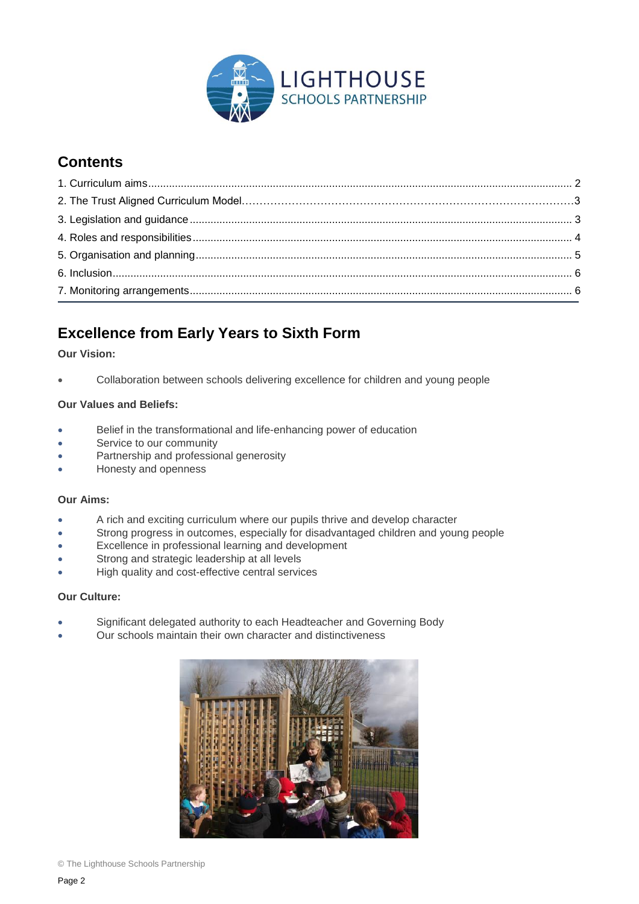## Contents

1. Curriculum aims ........ 2
2. The Trust Aligned Curriculum Model........3
3. Legislation and guidance ........ 3
4. Roles and responsibilities ........ 4
5. Organisation and planning ........ 5
6. Inclusion ........ 6
7. Monitoring arrangements ........ 6

## Excellence from Early Years to Sixth Form

**Our Vision:**

- Collaboration between schools delivering excellence for children and young people

**Our Values and Beliefs:**

- Belief in the transformational and life-enhancing power of education
- Service to our community
- Partnership and professional generosity
- Honesty and openness

**Our Aims:**

- A rich and exciting curriculum where our pupils thrive and develop character
- Strong progress in outcomes, especially for disadvantaged children and young people
- Excellence in professional learning and development
- Strong and strategic leadership at all levels
- High quality and cost-effective central services

**Our Culture:**

- Significant delegated authority to each Headteacher and Governing Body
- Our schools maintain their own character and distinctiveness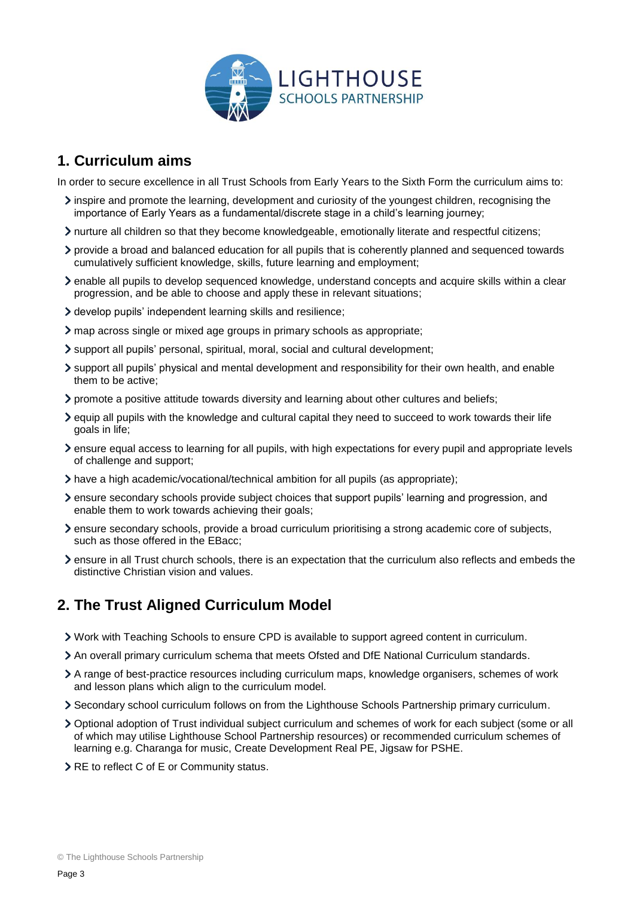## 1. Curriculum aims

In order to secure excellence in all Trust Schools from Early Years to the Sixth Form the curriculum aims to:

- inspire and promote the learning, development and curiosity of the youngest children, recognising the importance of Early Years as a fundamental/discrete stage in a child's learning journey;
- nurture all children so that they become knowledgeable, emotionally literate and respectful citizens;
- provide a broad and balanced education for all pupils that is coherently planned and sequenced towards cumulatively sufficient knowledge, skills, future learning and employment;
- enable all pupils to develop sequenced knowledge, understand concepts and acquire skills within a clear progression, and be able to choose and apply these in relevant situations;
- develop pupils' independent learning skills and resilience;
- map across single or mixed age groups in primary schools as appropriate;
- support all pupils' personal, spiritual, moral, social and cultural development;
- support all pupils' physical and mental development and responsibility for their own health, and enable them to be active;
- promote a positive attitude towards diversity and learning about other cultures and beliefs;
- equip all pupils with the knowledge and cultural capital they need to succeed to work towards their life goals in life;
- ensure equal access to learning for all pupils, with high expectations for every pupil and appropriate levels of challenge and support;
- have a high academic/vocational/technical ambition for all pupils (as appropriate);
- ensure secondary schools provide subject choices that support pupils' learning and progression, and enable them to work towards achieving their goals;
- ensure secondary schools, provide a broad curriculum prioritising a strong academic core of subjects, such as those offered in the EBacc;
- ensure in all Trust church schools, there is an expectation that the curriculum also reflects and embeds the distinctive Christian vision and values.

## 2. The Trust Aligned Curriculum Model

- Work with Teaching Schools to ensure CPD is available to support agreed content in curriculum.
- An overall primary curriculum schema that meets Ofsted and DfE National Curriculum standards.
- A range of best-practice resources including curriculum maps, knowledge organisers, schemes of work and lesson plans which align to the curriculum model.
- Secondary school curriculum follows on from the Lighthouse Schools Partnership primary curriculum.
- Optional adoption of Trust individual subject curriculum and schemes of work for each subject (some or all of which may utilise Lighthouse School Partnership resources) or recommended curriculum schemes of learning e.g. Charanga for music, Create Development Real PE, Jigsaw for PSHE.
- RE to reflect C of E or Community status.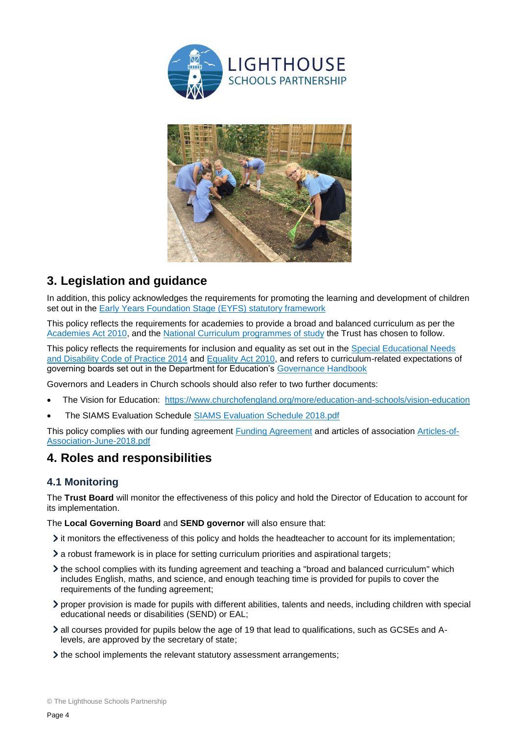## 3. Legislation and guidance

In addition, this policy acknowledges the requirements for promoting the learning and development of children set out in the [Early Years Foundation Stage (EYFS) statutory framework]

This policy reflects the requirements for academies to provide a broad and balanced curriculum as per the [Academies Act 2010], and the [National Curriculum programmes of study] the Trust has chosen to follow.

This policy reflects the requirements for inclusion and equality as set out in the [Special Educational Needs and Disability Code of Practice 2014] and [Equality Act 2010], and refers to curriculum-related expectations of governing boards set out in the Department for Education's [Governance Handbook]

Governors and Leaders in Church schools should also refer to two further documents:

- The Vision for Education: https://www.churchofengland.org/more/education-and-schools/vision-education
- The SIAMS Evaluation Schedule [SIAMS Evaluation Schedule 2018.pdf]

This policy complies with our funding agreement [Funding Agreement] and articles of association [Articles-of-Association-June-2018.pdf]

## 4. Roles and responsibilities

### 4.1 Monitoring

The **Trust Board** will monitor the effectiveness of this policy and hold the Director of Education to account for its implementation.

The **Local Governing Board** and **SEND governor** will also ensure that:

- it monitors the effectiveness of this policy and holds the headteacher to account for its implementation;
- a robust framework is in place for setting curriculum priorities and aspirational targets;
- the school complies with its funding agreement and teaching a "broad and balanced curriculum" which includes English, maths, and science, and enough teaching time is provided for pupils to cover the requirements of the funding agreement;
- proper provision is made for pupils with different abilities, talents and needs, including children with special educational needs or disabilities (SEND) or EAL;
- all courses provided for pupils below the age of 19 that lead to qualifications, such as GCSEs and A-levels, are approved by the secretary of state;
- the school implements the relevant statutory assessment arrangements;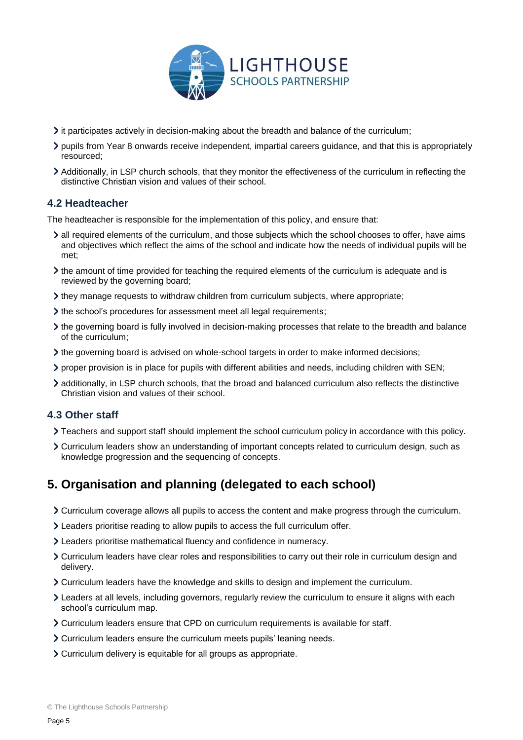- it participates actively in decision-making about the breadth and balance of the curriculum;
- pupils from Year 8 onwards receive independent, impartial careers guidance, and that this is appropriately resourced;
- Additionally, in LSP church schools, that they monitor the effectiveness of the curriculum in reflecting the distinctive Christian vision and values of their school.

### 4.2 Headteacher

The headteacher is responsible for the implementation of this policy, and ensure that:

- all required elements of the curriculum, and those subjects which the school chooses to offer, have aims and objectives which reflect the aims of the school and indicate how the needs of individual pupils will be met;
- the amount of time provided for teaching the required elements of the curriculum is adequate and is reviewed by the governing board;
- they manage requests to withdraw children from curriculum subjects, where appropriate;
- the school's procedures for assessment meet all legal requirements;
- the governing board is fully involved in decision-making processes that relate to the breadth and balance of the curriculum;
- the governing board is advised on whole-school targets in order to make informed decisions;
- proper provision is in place for pupils with different abilities and needs, including children with SEN;
- additionally, in LSP church schools, that the broad and balanced curriculum also reflects the distinctive Christian vision and values of their school.

### 4.3 Other staff

- Teachers and support staff should implement the school curriculum policy in accordance with this policy.
- Curriculum leaders show an understanding of important concepts related to curriculum design, such as knowledge progression and the sequencing of concepts.

## 5. Organisation and planning (delegated to each school)

- Curriculum coverage allows all pupils to access the content and make progress through the curriculum.
- Leaders prioritise reading to allow pupils to access the full curriculum offer.
- Leaders prioritise mathematical fluency and confidence in numeracy.
- Curriculum leaders have clear roles and responsibilities to carry out their role in curriculum design and delivery.
- Curriculum leaders have the knowledge and skills to design and implement the curriculum.
- Leaders at all levels, including governors, regularly review the curriculum to ensure it aligns with each school's curriculum map.
- Curriculum leaders ensure that CPD on curriculum requirements is available for staff.
- Curriculum leaders ensure the curriculum meets pupils' leaning needs.
- Curriculum delivery is equitable for all groups as appropriate.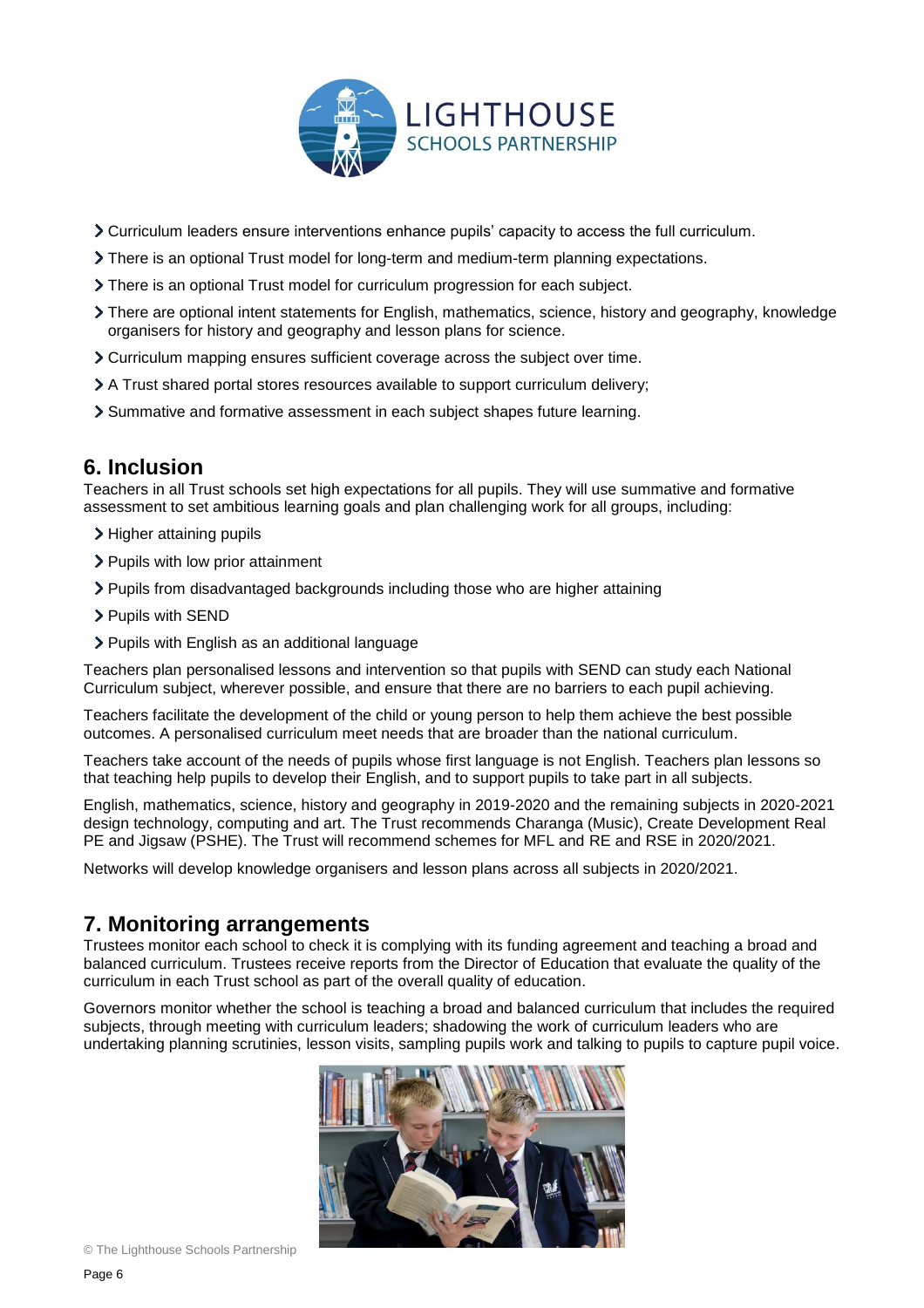- Curriculum leaders ensure interventions enhance pupils' capacity to access the full curriculum.
- There is an optional Trust model for long-term and medium-term planning expectations.
- There is an optional Trust model for curriculum progression for each subject.
- There are optional intent statements for English, mathematics, science, history and geography, knowledge organisers for history and geography and lesson plans for science.
- Curriculum mapping ensures sufficient coverage across the subject over time.
- A Trust shared portal stores resources available to support curriculum delivery;
- Summative and formative assessment in each subject shapes future learning.

## 6. Inclusion

Teachers in all Trust schools set high expectations for all pupils. They will use summative and formative assessment to set ambitious learning goals and plan challenging work for all groups, including:

- Higher attaining pupils
- Pupils with low prior attainment
- Pupils from disadvantaged backgrounds including those who are higher attaining
- Pupils with SEND
- Pupils with English as an additional language

Teachers plan personalised lessons and intervention so that pupils with SEND can study each National Curriculum subject, wherever possible, and ensure that there are no barriers to each pupil achieving.

Teachers facilitate the development of the child or young person to help them achieve the best possible outcomes. A personalised curriculum meet needs that are broader than the national curriculum.

Teachers take account of the needs of pupils whose first language is not English. Teachers plan lessons so that teaching help pupils to develop their English, and to support pupils to take part in all subjects.

English, mathematics, science, history and geography in 2019-2020 and the remaining subjects in 2020-2021 design technology, computing and art. The Trust recommends Charanga (Music), Create Development Real PE and Jigsaw (PSHE). The Trust will recommend schemes for MFL and RE and RSE in 2020/2021.

Networks will develop knowledge organisers and lesson plans across all subjects in 2020/2021.

## 7. Monitoring arrangements

Trustees monitor each school to check it is complying with its funding agreement and teaching a broad and balanced curriculum. Trustees receive reports from the Director of Education that evaluate the quality of the curriculum in each Trust school as part of the overall quality of education.

Governors monitor whether the school is teaching a broad and balanced curriculum that includes the required subjects, through meeting with curriculum leaders; shadowing the work of curriculum leaders who are undertaking planning scrutinies, lesson visits, sampling pupils work and talking to pupils to capture pupil voice.